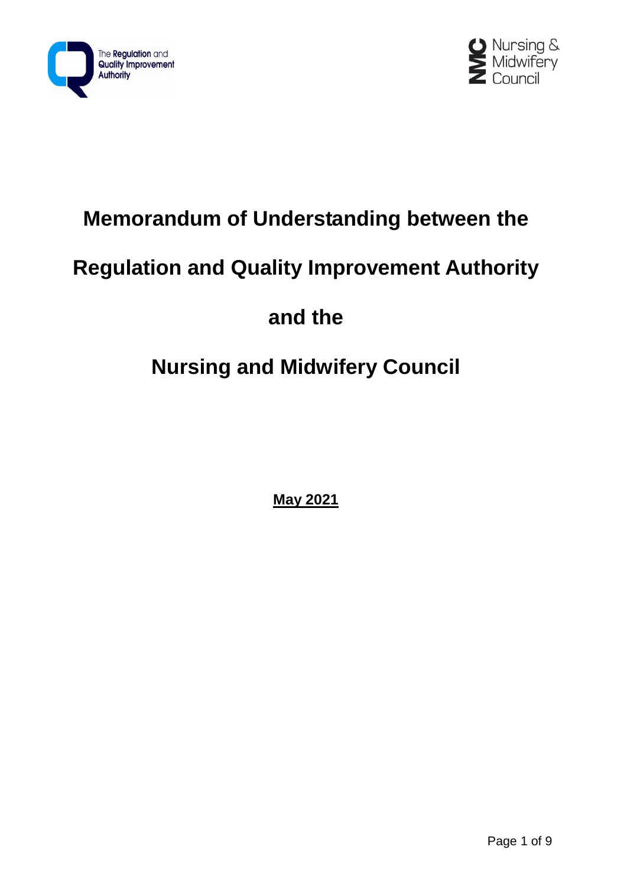# Memorandum of Understanding between the Regulation and Quality Improvement Authority and the Nursing and Midwifery Council

**May 2021**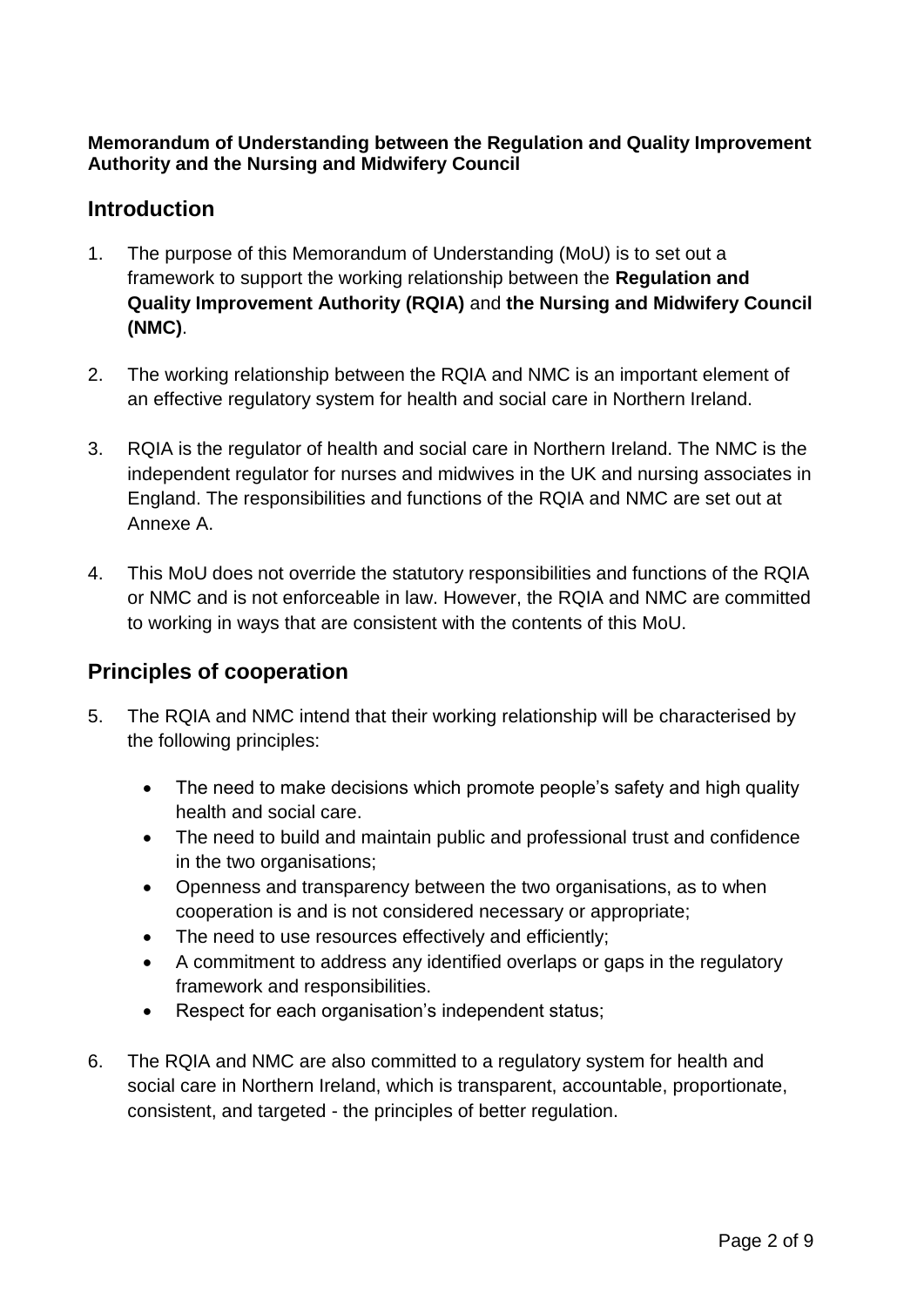**Memorandum of Understanding between the Regulation and Quality Improvement Authority and the Nursing and Midwifery Council**

## Introduction

1. The purpose of this Memorandum of Understanding (MoU) is to set out a framework to support the working relationship between the **Regulation and Quality Improvement Authority (RQIA)** and **the Nursing and Midwifery Council (NMC)**.

2. The working relationship between the RQIA and NMC is an important element of an effective regulatory system for health and social care in Northern Ireland.

3. RQIA is the regulator of health and social care in Northern Ireland. The NMC is the independent regulator for nurses and midwives in the UK and nursing associates in England. The responsibilities and functions of the RQIA and NMC are set out at Annexe A.

4. This MoU does not override the statutory responsibilities and functions of the RQIA or NMC and is not enforceable in law. However, the RQIA and NMC are committed to working in ways that are consistent with the contents of this MoU.

## Principles of cooperation

5. The RQIA and NMC intend that their working relationship will be characterised by the following principles:

   - The need to make decisions which promote people's safety and high quality health and social care.
   - The need to build and maintain public and professional trust and confidence in the two organisations;
   - Openness and transparency between the two organisations, as to when cooperation is and is not considered necessary or appropriate;
   - The need to use resources effectively and efficiently;
   - A commitment to address any identified overlaps or gaps in the regulatory framework and responsibilities.
   - Respect for each organisation's independent status;

6. The RQIA and NMC are also committed to a regulatory system for health and social care in Northern Ireland, which is transparent, accountable, proportionate, consistent, and targeted - the principles of better regulation.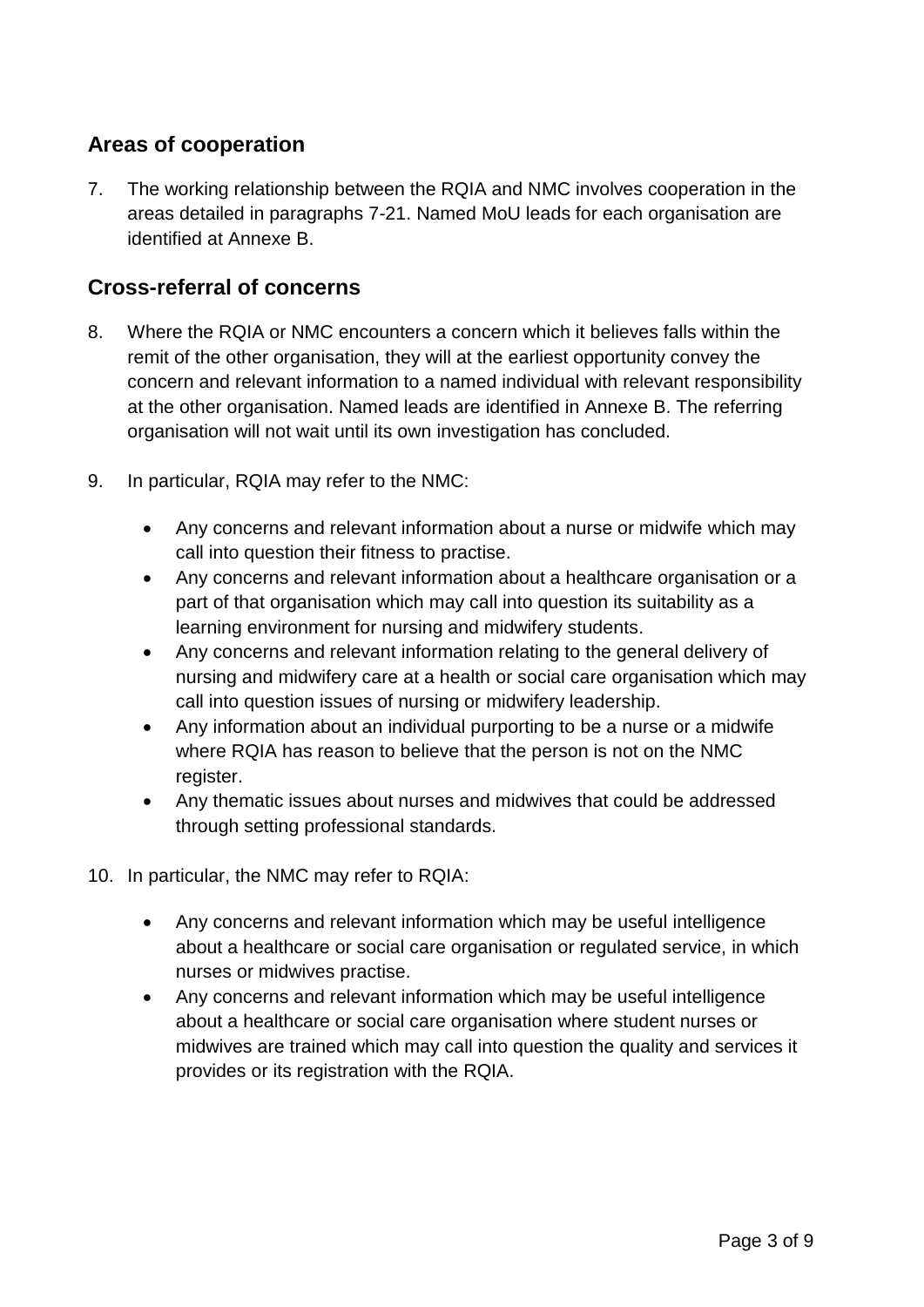## Areas of cooperation

7. The working relationship between the RQIA and NMC involves cooperation in the areas detailed in paragraphs 7-21. Named MoU leads for each organisation are identified at Annexe B.

## Cross-referral of concerns

8. Where the RQIA or NMC encounters a concern which it believes falls within the remit of the other organisation, they will at the earliest opportunity convey the concern and relevant information to a named individual with relevant responsibility at the other organisation. Named leads are identified in Annexe B. The referring organisation will not wait until its own investigation has concluded.

9. In particular, RQIA may refer to the NMC:

   - Any concerns and relevant information about a nurse or midwife which may call into question their fitness to practise.
   - Any concerns and relevant information about a healthcare organisation or a part of that organisation which may call into question its suitability as a learning environment for nursing and midwifery students.
   - Any concerns and relevant information relating to the general delivery of nursing and midwifery care at a health or social care organisation which may call into question issues of nursing or midwifery leadership.
   - Any information about an individual purporting to be a nurse or a midwife where RQIA has reason to believe that the person is not on the NMC register.
   - Any thematic issues about nurses and midwives that could be addressed through setting professional standards.

10. In particular, the NMC may refer to RQIA:

    - Any concerns and relevant information which may be useful intelligence about a healthcare or social care organisation or regulated service, in which nurses or midwives practise.
    - Any concerns and relevant information which may be useful intelligence about a healthcare or social care organisation where student nurses or midwives are trained which may call into question the quality and services it provides or its registration with the RQIA.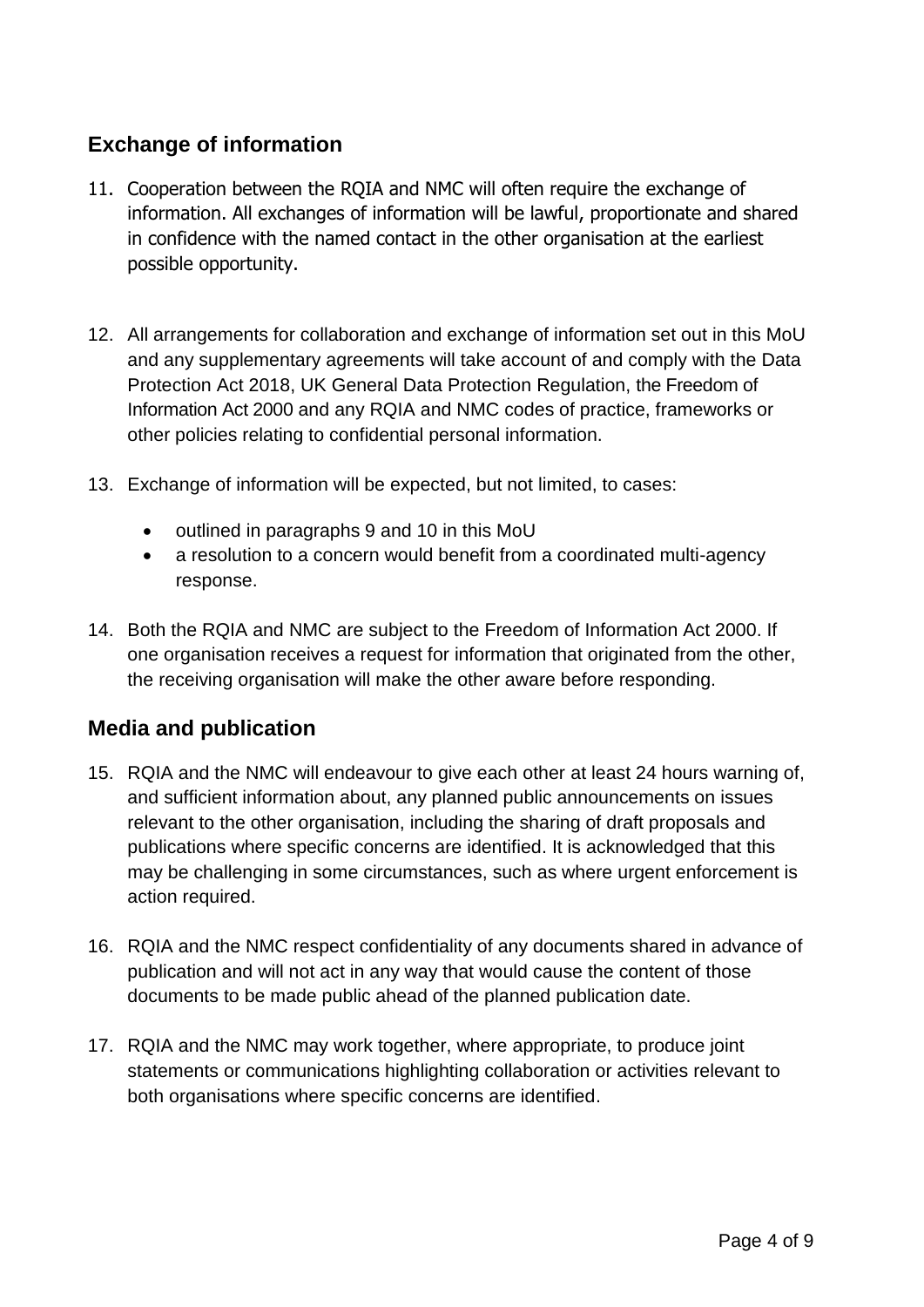## Exchange of information

11. Cooperation between the RQIA and NMC will often require the exchange of information. All exchanges of information will be lawful, proportionate and shared in confidence with the named contact in the other organisation at the earliest possible opportunity.

12. All arrangements for collaboration and exchange of information set out in this MoU and any supplementary agreements will take account of and comply with the Data Protection Act 2018, UK General Data Protection Regulation, the Freedom of Information Act 2000 and any RQIA and NMC codes of practice, frameworks or other policies relating to confidential personal information.

13. Exchange of information will be expected, but not limited, to cases:

    - outlined in paragraphs 9 and 10 in this MoU
    - a resolution to a concern would benefit from a coordinated multi-agency response.

14. Both the RQIA and NMC are subject to the Freedom of Information Act 2000. If one organisation receives a request for information that originated from the other, the receiving organisation will make the other aware before responding.

## Media and publication

15. RQIA and the NMC will endeavour to give each other at least 24 hours warning of, and sufficient information about, any planned public announcements on issues relevant to the other organisation, including the sharing of draft proposals and publications where specific concerns are identified. It is acknowledged that this may be challenging in some circumstances, such as where urgent enforcement is action required.

16. RQIA and the NMC respect confidentiality of any documents shared in advance of publication and will not act in any way that would cause the content of those documents to be made public ahead of the planned publication date.

17. RQIA and the NMC may work together, where appropriate, to produce joint statements or communications highlighting collaboration or activities relevant to both organisations where specific concerns are identified.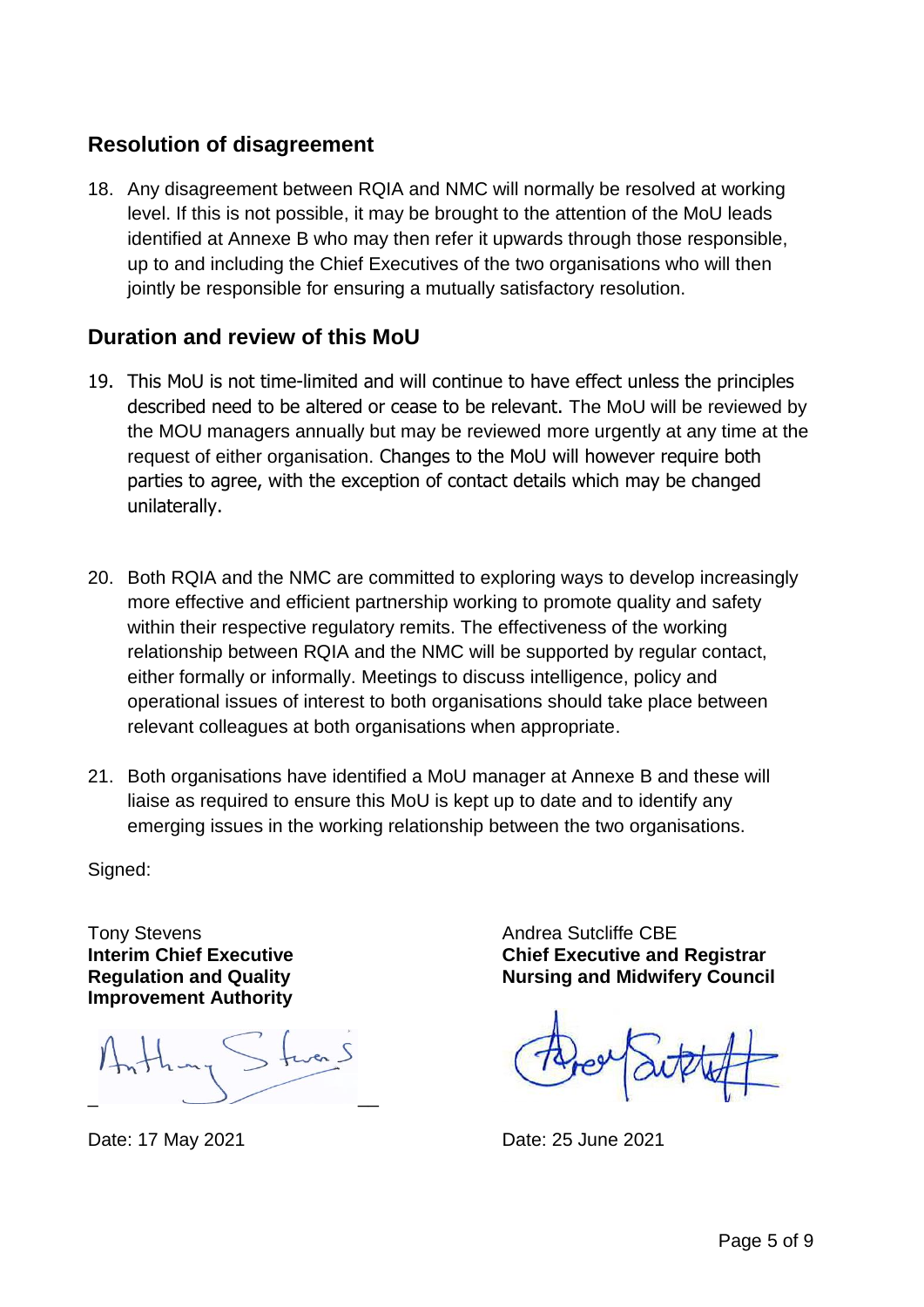## Resolution of disagreement

18. Any disagreement between RQIA and NMC will normally be resolved at working level. If this is not possible, it may be brought to the attention of the MoU leads identified at Annexe B who may then refer it upwards through those responsible, up to and including the Chief Executives of the two organisations who will then jointly be responsible for ensuring a mutually satisfactory resolution.

## Duration and review of this MoU

19. This MoU is not time-limited and will continue to have effect unless the principles described need to be altered or cease to be relevant. The MoU will be reviewed by the MOU managers annually but may be reviewed more urgently at any time at the request of either organisation. Changes to the MoU will however require both parties to agree, with the exception of contact details which may be changed unilaterally.

20. Both RQIA and the NMC are committed to exploring ways to develop increasingly more effective and efficient partnership working to promote quality and safety within their respective regulatory remits. The effectiveness of the working relationship between RQIA and the NMC will be supported by regular contact, either formally or informally. Meetings to discuss intelligence, policy and operational issues of interest to both organisations should take place between relevant colleagues at both organisations when appropriate.

21. Both organisations have identified a MoU manager at Annexe B and these will liaise as required to ensure this MoU is kept up to date and to identify any emerging issues in the working relationship between the two organisations.

Signed:

Tony Stevens
**Interim Chief Executive**
**Regulation and Quality Improvement Authority**

_______________________

Date: 17 May 2021

Andrea Sutcliffe CBE
**Chief Executive and Registrar**
**Nursing and Midwifery Council**

Date: 25 June 2021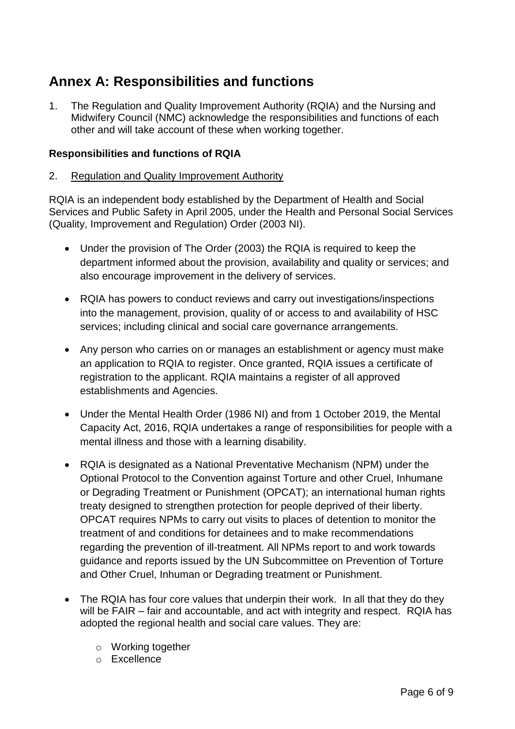# Annex A: Responsibilities and functions

1. The Regulation and Quality Improvement Authority (RQIA) and the Nursing and Midwifery Council (NMC) acknowledge the responsibilities and functions of each other and will take account of these when working together.

**Responsibilities and functions of RQIA**

2. Regulation and Quality Improvement Authority

RQIA is an independent body established by the Department of Health and Social Services and Public Safety in April 2005, under the Health and Personal Social Services (Quality, Improvement and Regulation) Order (2003 NI).

- Under the provision of The Order (2003) the RQIA is required to keep the department informed about the provision, availability and quality or services; and also encourage improvement in the delivery of services.
- RQIA has powers to conduct reviews and carry out investigations/inspections into the management, provision, quality of or access to and availability of HSC services; including clinical and social care governance arrangements.
- Any person who carries on or manages an establishment or agency must make an application to RQIA to register. Once granted, RQIA issues a certificate of registration to the applicant. RQIA maintains a register of all approved establishments and Agencies.
- Under the Mental Health Order (1986 NI) and from 1 October 2019, the Mental Capacity Act, 2016, RQIA undertakes a range of responsibilities for people with a mental illness and those with a learning disability.
- RQIA is designated as a National Preventative Mechanism (NPM) under the Optional Protocol to the Convention against Torture and other Cruel, Inhumane or Degrading Treatment or Punishment (OPCAT); an international human rights treaty designed to strengthen protection for people deprived of their liberty. OPCAT requires NPMs to carry out visits to places of detention to monitor the treatment of and conditions for detainees and to make recommendations regarding the prevention of ill-treatment. All NPMs report to and work towards guidance and reports issued by the UN Subcommittee on Prevention of Torture and Other Cruel, Inhuman or Degrading treatment or Punishment.
- The RQIA has four core values that underpin their work. In all that they do they will be FAIR – fair and accountable, and act with integrity and respect. RQIA has adopted the regional health and social care values. They are:
  - Working together
  - Excellence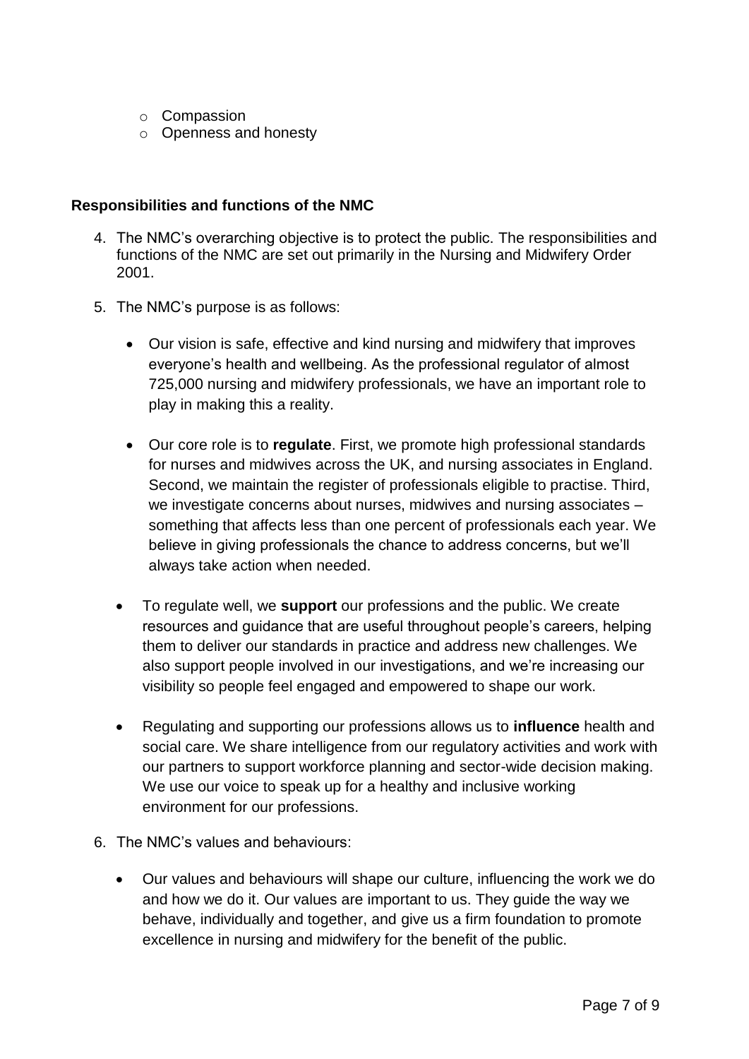- Compassion
- Openness and honesty

**Responsibilities and functions of the NMC**

4. The NMC's overarching objective is to protect the public. The responsibilities and functions of the NMC are set out primarily in the Nursing and Midwifery Order 2001.

5. The NMC's purpose is as follows:

   - Our vision is safe, effective and kind nursing and midwifery that improves everyone's health and wellbeing. As the professional regulator of almost 725,000 nursing and midwifery professionals, we have an important role to play in making this a reality.

   - Our core role is to **regulate**. First, we promote high professional standards for nurses and midwives across the UK, and nursing associates in England. Second, we maintain the register of professionals eligible to practise. Third, we investigate concerns about nurses, midwives and nursing associates – something that affects less than one percent of professionals each year. We believe in giving professionals the chance to address concerns, but we'll always take action when needed.

   - To regulate well, we **support** our professions and the public. We create resources and guidance that are useful throughout people's careers, helping them to deliver our standards in practice and address new challenges. We also support people involved in our investigations, and we're increasing our visibility so people feel engaged and empowered to shape our work.

   - Regulating and supporting our professions allows us to **influence** health and social care. We share intelligence from our regulatory activities and work with our partners to support workforce planning and sector-wide decision making. We use our voice to speak up for a healthy and inclusive working environment for our professions.

6. The NMC's values and behaviours:

   - Our values and behaviours will shape our culture, influencing the work we do and how we do it. Our values are important to us. They guide the way we behave, individually and together, and give us a firm foundation to promote excellence in nursing and midwifery for the benefit of the public.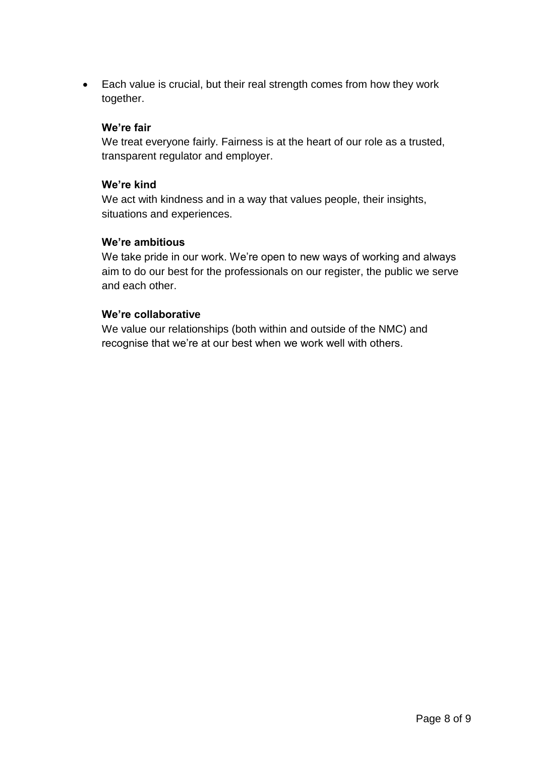- Each value is crucial, but their real strength comes from how they work together.

  **We're fair**
  We treat everyone fairly. Fairness is at the heart of our role as a trusted, transparent regulator and employer.

  **We're kind**
  We act with kindness and in a way that values people, their insights, situations and experiences.

  **We're ambitious**
  We take pride in our work. We're open to new ways of working and always aim to do our best for the professionals on our register, the public we serve and each other.

  **We're collaborative**
  We value our relationships (both within and outside of the NMC) and recognise that we're at our best when we work well with others.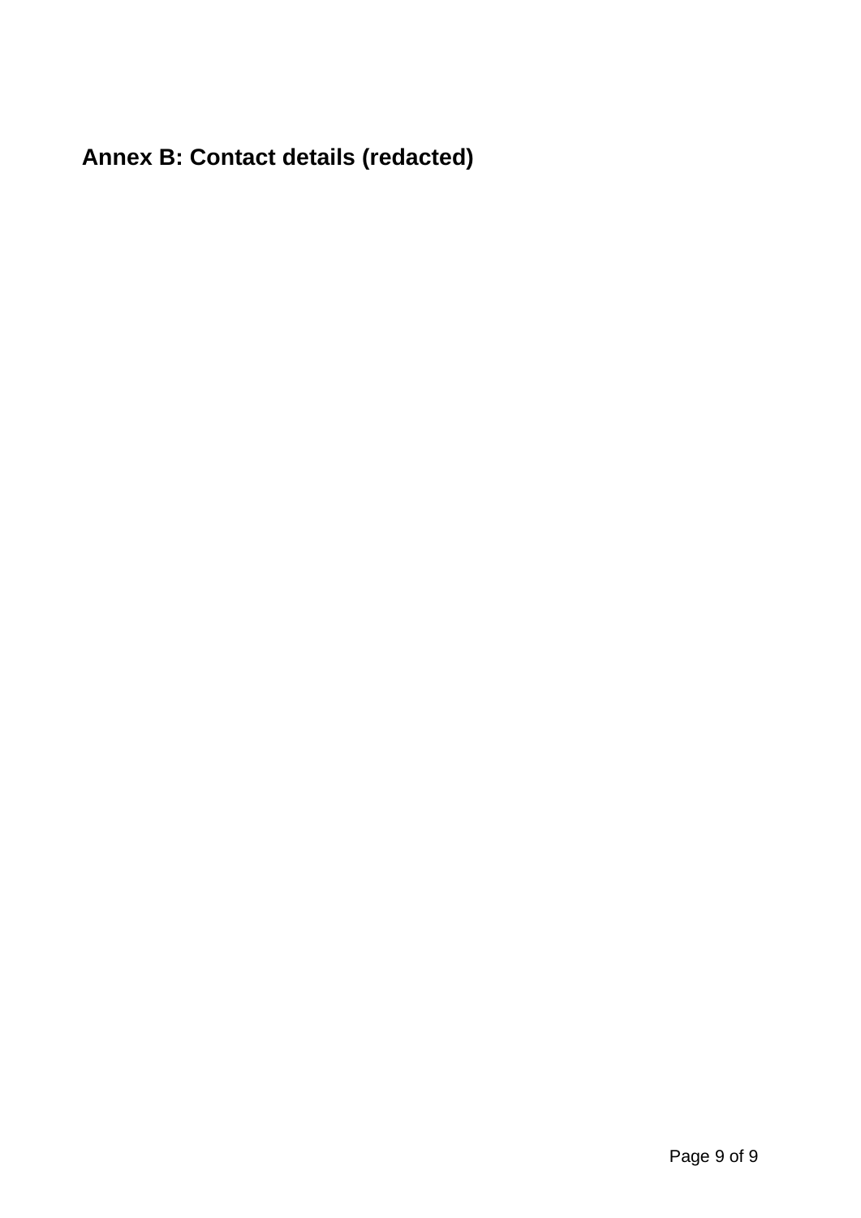## Annex B: Contact details (redacted)